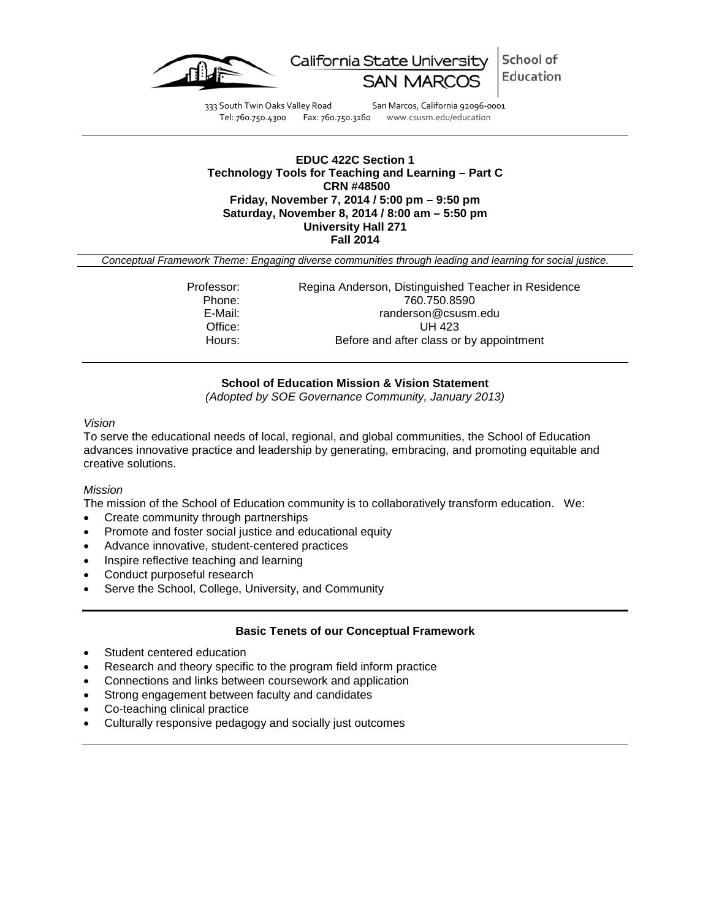California State University SAN MARCOS | School of Education

333 South Twin Oaks Valley Road San Marcos, California 92096-0001
Tel: 760.750.4300 Fax: 760.750.3160 www.csusm.edu/education

**EDUC 422C Section 1**
**Technology Tools for Teaching and Learning – Part C**
**CRN #48500**
**Friday, November 7, 2014 / 5:00 pm – 9:50 pm**
**Saturday, November 8, 2014 / 8:00 am – 5:50 pm**
**University Hall 271**
**Fall 2014**

*Conceptual Framework Theme: Engaging diverse communities through leading and learning for social justice.*

| | |
|---|---|
| Professor: | Regina Anderson, Distinguished Teacher in Residence |
| Phone: | 760.750.8590 |
| E-Mail: | randerson@csusm.edu |
| Office: | UH 423 |
| Hours: | Before and after class or by appointment |

**School of Education Mission & Vision Statement**
*(Adopted by SOE Governance Community, January 2013)*

*Vision*

To serve the educational needs of local, regional, and global communities, the School of Education advances innovative practice and leadership by generating, embracing, and promoting equitable and creative solutions.

*Mission*

The mission of the School of Education community is to collaboratively transform education. We:

- Create community through partnerships
- Promote and foster social justice and educational equity
- Advance innovative, student-centered practices
- Inspire reflective teaching and learning
- Conduct purposeful research
- Serve the School, College, University, and Community

**Basic Tenets of our Conceptual Framework**

- Student centered education
- Research and theory specific to the program field inform practice
- Connections and links between coursework and application
- Strong engagement between faculty and candidates
- Co-teaching clinical practice
- Culturally responsive pedagogy and socially just outcomes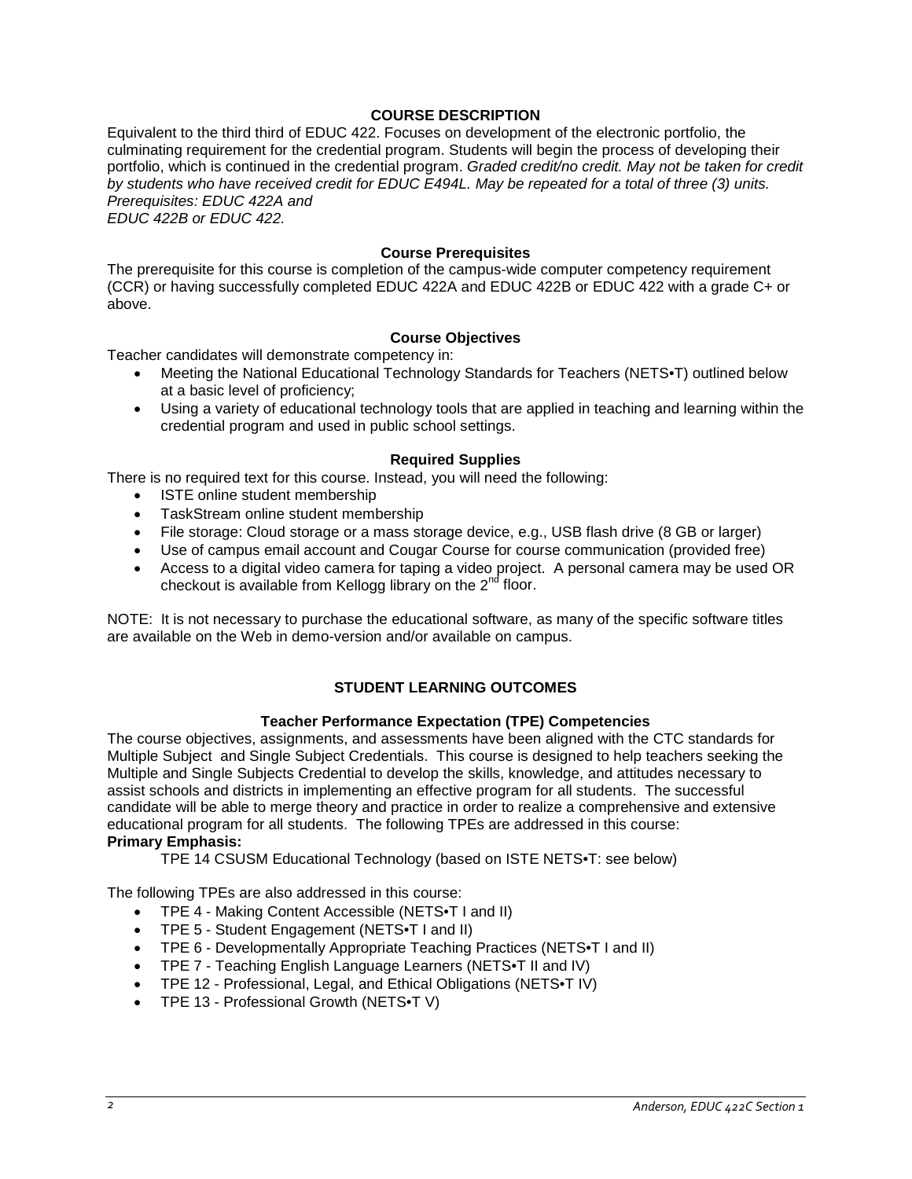## COURSE DESCRIPTION

Equivalent to the third third of EDUC 422. Focuses on development of the electronic portfolio, the culminating requirement for the credential program. Students will begin the process of developing their portfolio, which is continued in the credential program. *Graded credit/no credit. May not be taken for credit by students who have received credit for EDUC E494L. May be repeated for a total of three (3) units. Prerequisites: EDUC 422A and EDUC 422B or EDUC 422.*

### Course Prerequisites

The prerequisite for this course is completion of the campus-wide computer competency requirement (CCR) or having successfully completed EDUC 422A and EDUC 422B or EDUC 422 with a grade C+ or above.

### Course Objectives

Teacher candidates will demonstrate competency in:

- Meeting the National Educational Technology Standards for Teachers (NETS•T) outlined below at a basic level of proficiency;
- Using a variety of educational technology tools that are applied in teaching and learning within the credential program and used in public school settings.

### Required Supplies

There is no required text for this course. Instead, you will need the following:

- ISTE online student membership
- TaskStream online student membership
- File storage: Cloud storage or a mass storage device, e.g., USB flash drive (8 GB or larger)
- Use of campus email account and Cougar Course for course communication (provided free)
- Access to a digital video camera for taping a video project. A personal camera may be used OR checkout is available from Kellogg library on the 2nd floor.

NOTE: It is not necessary to purchase the educational software, as many of the specific software titles are available on the Web in demo-version and/or available on campus.

## STUDENT LEARNING OUTCOMES

### Teacher Performance Expectation (TPE) Competencies

The course objectives, assignments, and assessments have been aligned with the CTC standards for Multiple Subject and Single Subject Credentials. This course is designed to help teachers seeking the Multiple and Single Subjects Credential to develop the skills, knowledge, and attitudes necessary to assist schools and districts in implementing an effective program for all students. The successful candidate will be able to merge theory and practice in order to realize a comprehensive and extensive educational program for all students. The following TPEs are addressed in this course:

**Primary Emphasis:**

TPE 14 CSUSM Educational Technology (based on ISTE NETS•T: see below)

The following TPEs are also addressed in this course:

- TPE 4 - Making Content Accessible (NETS•T I and II)
- TPE 5 - Student Engagement (NETS•T I and II)
- TPE 6 - Developmentally Appropriate Teaching Practices (NETS•T I and II)
- TPE 7 - Teaching English Language Learners (NETS•T II and IV)
- TPE 12 - Professional, Legal, and Ethical Obligations (NETS•T IV)
- TPE 13 - Professional Growth (NETS•T V)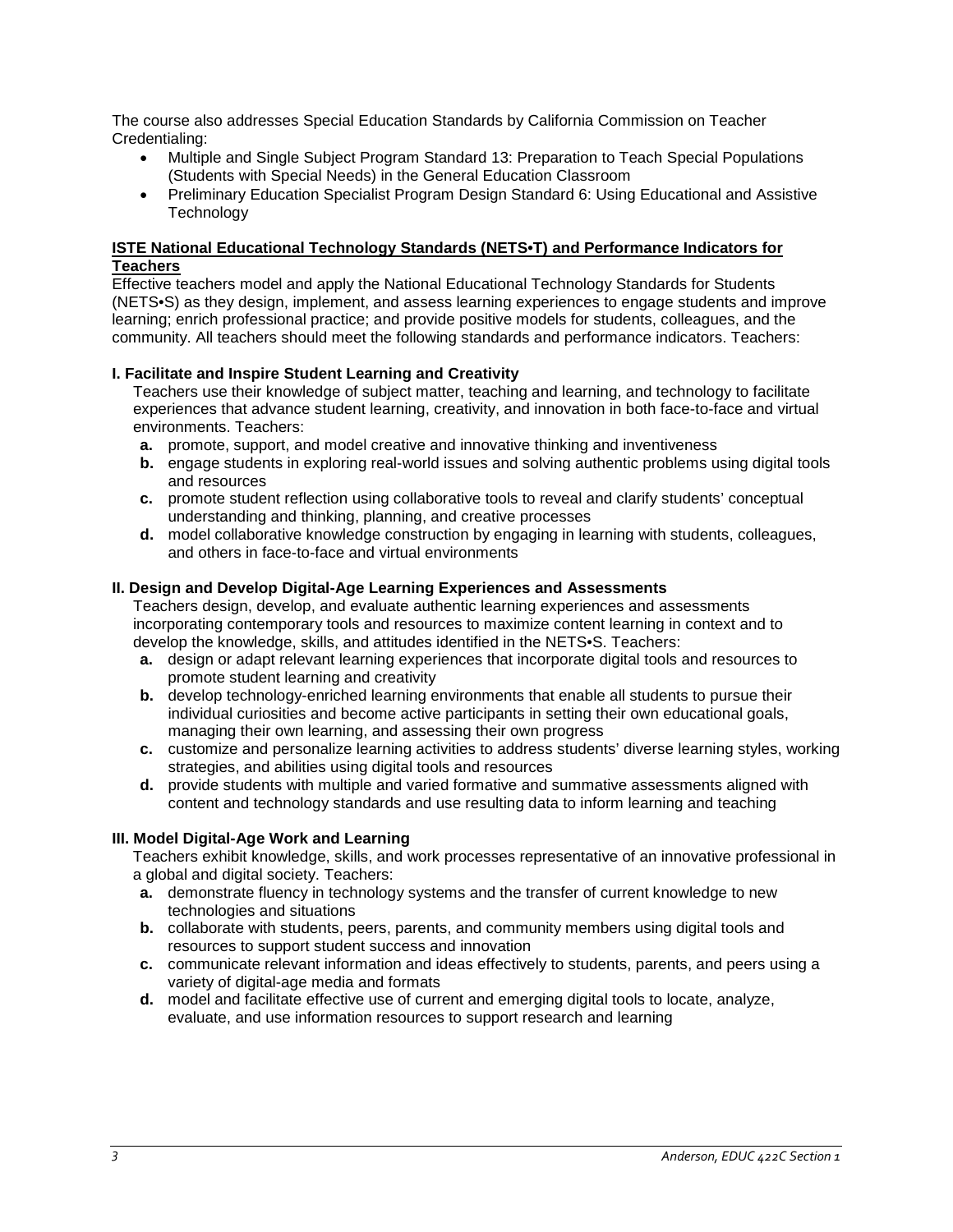The course also addresses Special Education Standards by California Commission on Teacher Credentialing:

- Multiple and Single Subject Program Standard 13: Preparation to Teach Special Populations (Students with Special Needs) in the General Education Classroom
- Preliminary Education Specialist Program Design Standard 6: Using Educational and Assistive Technology

**ISTE National Educational Technology Standards (NETS•T) and Performance Indicators for Teachers**

Effective teachers model and apply the National Educational Technology Standards for Students (NETS•S) as they design, implement, and assess learning experiences to engage students and improve learning; enrich professional practice; and provide positive models for students, colleagues, and the community. All teachers should meet the following standards and performance indicators. Teachers:

**I. Facilitate and Inspire Student Learning and Creativity**

Teachers use their knowledge of subject matter, teaching and learning, and technology to facilitate experiences that advance student learning, creativity, and innovation in both face-to-face and virtual environments. Teachers:

- **a.** promote, support, and model creative and innovative thinking and inventiveness
- **b.** engage students in exploring real-world issues and solving authentic problems using digital tools and resources
- **c.** promote student reflection using collaborative tools to reveal and clarify students' conceptual understanding and thinking, planning, and creative processes
- **d.** model collaborative knowledge construction by engaging in learning with students, colleagues, and others in face-to-face and virtual environments

**II. Design and Develop Digital-Age Learning Experiences and Assessments**

Teachers design, develop, and evaluate authentic learning experiences and assessments incorporating contemporary tools and resources to maximize content learning in context and to develop the knowledge, skills, and attitudes identified in the NETS•S. Teachers:

- **a.** design or adapt relevant learning experiences that incorporate digital tools and resources to promote student learning and creativity
- **b.** develop technology-enriched learning environments that enable all students to pursue their individual curiosities and become active participants in setting their own educational goals, managing their own learning, and assessing their own progress
- **c.** customize and personalize learning activities to address students' diverse learning styles, working strategies, and abilities using digital tools and resources
- **d.** provide students with multiple and varied formative and summative assessments aligned with content and technology standards and use resulting data to inform learning and teaching

**III. Model Digital-Age Work and Learning**

Teachers exhibit knowledge, skills, and work processes representative of an innovative professional in a global and digital society. Teachers:

- **a.** demonstrate fluency in technology systems and the transfer of current knowledge to new technologies and situations
- **b.** collaborate with students, peers, parents, and community members using digital tools and resources to support student success and innovation
- **c.** communicate relevant information and ideas effectively to students, parents, and peers using a variety of digital-age media and formats
- **d.** model and facilitate effective use of current and emerging digital tools to locate, analyze, evaluate, and use information resources to support research and learning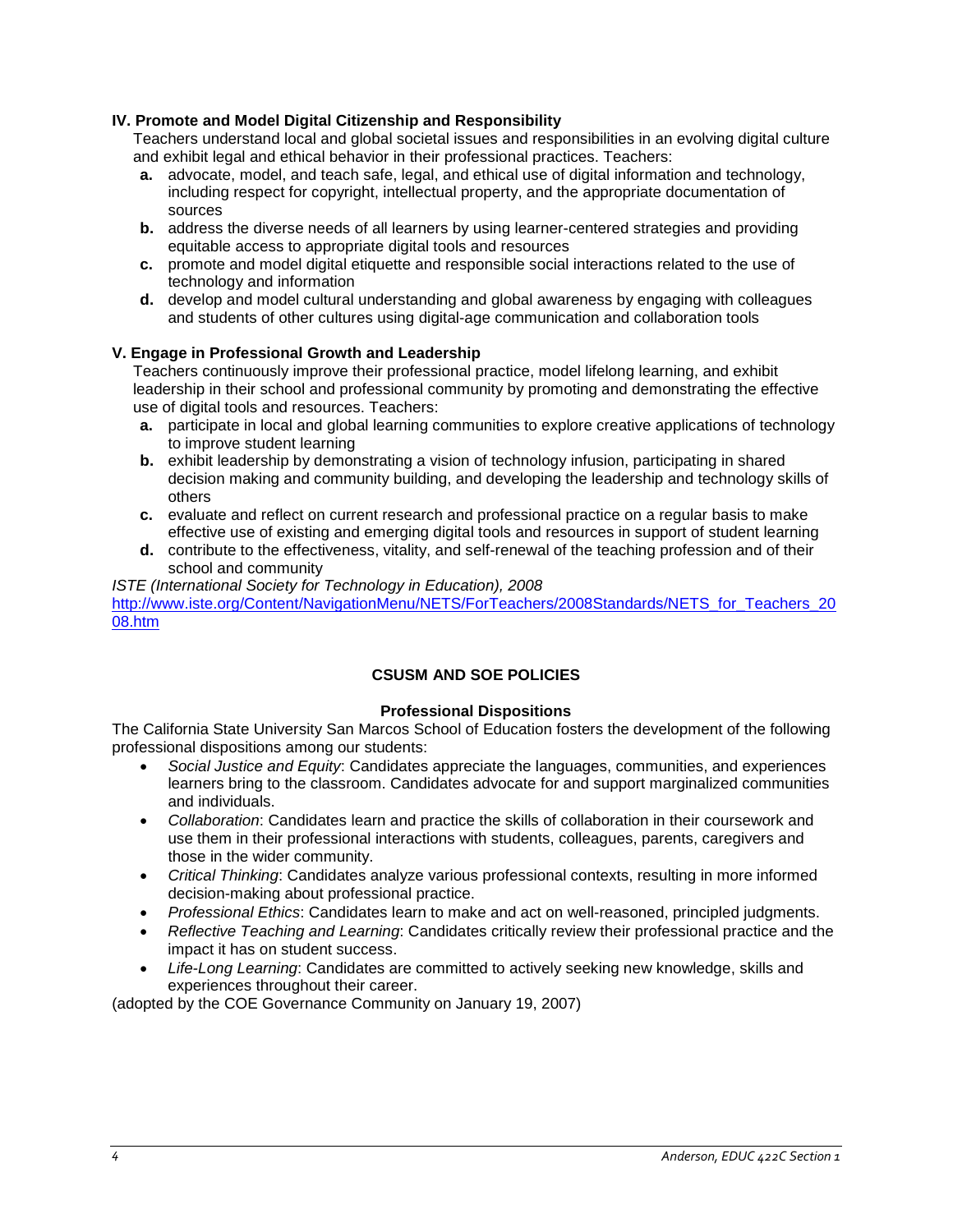**IV. Promote and Model Digital Citizenship and Responsibility**

Teachers understand local and global societal issues and responsibilities in an evolving digital culture and exhibit legal and ethical behavior in their professional practices. Teachers:

- **a.** advocate, model, and teach safe, legal, and ethical use of digital information and technology, including respect for copyright, intellectual property, and the appropriate documentation of sources
- **b.** address the diverse needs of all learners by using learner-centered strategies and providing equitable access to appropriate digital tools and resources
- **c.** promote and model digital etiquette and responsible social interactions related to the use of technology and information
- **d.** develop and model cultural understanding and global awareness by engaging with colleagues and students of other cultures using digital-age communication and collaboration tools

**V. Engage in Professional Growth and Leadership**

Teachers continuously improve their professional practice, model lifelong learning, and exhibit leadership in their school and professional community by promoting and demonstrating the effective use of digital tools and resources. Teachers:

- **a.** participate in local and global learning communities to explore creative applications of technology to improve student learning
- **b.** exhibit leadership by demonstrating a vision of technology infusion, participating in shared decision making and community building, and developing the leadership and technology skills of others
- **c.** evaluate and reflect on current research and professional practice on a regular basis to make effective use of existing and emerging digital tools and resources in support of student learning
- **d.** contribute to the effectiveness, vitality, and self-renewal of the teaching profession and of their school and community

*ISTE (International Society for Technology in Education), 2008*
http://www.iste.org/Content/NavigationMenu/NETS/ForTeachers/2008Standards/NETS_for_Teachers_2008.htm

## CSUSM AND SOE POLICIES

### Professional Dispositions

The California State University San Marcos School of Education fosters the development of the following professional dispositions among our students:

- *Social Justice and Equity*: Candidates appreciate the languages, communities, and experiences learners bring to the classroom. Candidates advocate for and support marginalized communities and individuals.
- *Collaboration*: Candidates learn and practice the skills of collaboration in their coursework and use them in their professional interactions with students, colleagues, parents, caregivers and those in the wider community.
- *Critical Thinking*: Candidates analyze various professional contexts, resulting in more informed decision-making about professional practice.
- *Professional Ethics*: Candidates learn to make and act on well-reasoned, principled judgments.
- *Reflective Teaching and Learning*: Candidates critically review their professional practice and the impact it has on student success.
- *Life-Long Learning*: Candidates are committed to actively seeking new knowledge, skills and experiences throughout their career.

(adopted by the COE Governance Community on January 19, 2007)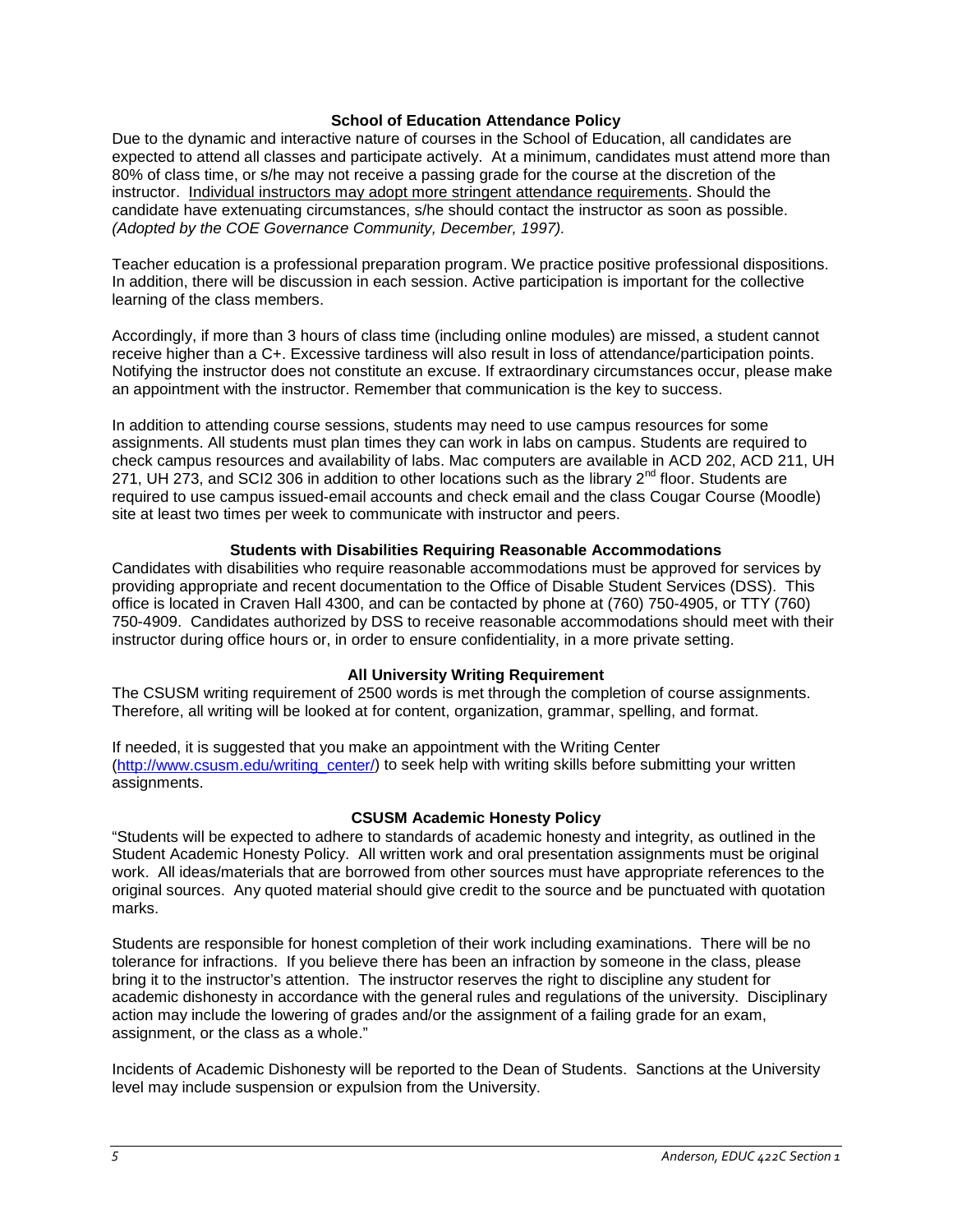### School of Education Attendance Policy

Due to the dynamic and interactive nature of courses in the School of Education, all candidates are expected to attend all classes and participate actively. At a minimum, candidates must attend more than 80% of class time, or s/he may not receive a passing grade for the course at the discretion of the instructor. Individual instructors may adopt more stringent attendance requirements. Should the candidate have extenuating circumstances, s/he should contact the instructor as soon as possible. *(Adopted by the COE Governance Community, December, 1997).*

Teacher education is a professional preparation program. We practice positive professional dispositions. In addition, there will be discussion in each session. Active participation is important for the collective learning of the class members.

Accordingly, if more than 3 hours of class time (including online modules) are missed, a student cannot receive higher than a C+. Excessive tardiness will also result in loss of attendance/participation points. Notifying the instructor does not constitute an excuse. If extraordinary circumstances occur, please make an appointment with the instructor. Remember that communication is the key to success.

In addition to attending course sessions, students may need to use campus resources for some assignments. All students must plan times they can work in labs on campus. Students are required to check campus resources and availability of labs. Mac computers are available in ACD 202, ACD 211, UH 271, UH 273, and SCI2 306 in addition to other locations such as the library 2nd floor. Students are required to use campus issued-email accounts and check email and the class Cougar Course (Moodle) site at least two times per week to communicate with instructor and peers.

### Students with Disabilities Requiring Reasonable Accommodations

Candidates with disabilities who require reasonable accommodations must be approved for services by providing appropriate and recent documentation to the Office of Disable Student Services (DSS). This office is located in Craven Hall 4300, and can be contacted by phone at (760) 750-4905, or TTY (760) 750-4909. Candidates authorized by DSS to receive reasonable accommodations should meet with their instructor during office hours or, in order to ensure confidentiality, in a more private setting.

### All University Writing Requirement

The CSUSM writing requirement of 2500 words is met through the completion of course assignments. Therefore, all writing will be looked at for content, organization, grammar, spelling, and format.

If needed, it is suggested that you make an appointment with the Writing Center (http://www.csusm.edu/writing_center/) to seek help with writing skills before submitting your written assignments.

### CSUSM Academic Honesty Policy

"Students will be expected to adhere to standards of academic honesty and integrity, as outlined in the Student Academic Honesty Policy. All written work and oral presentation assignments must be original work. All ideas/materials that are borrowed from other sources must have appropriate references to the original sources. Any quoted material should give credit to the source and be punctuated with quotation marks.

Students are responsible for honest completion of their work including examinations. There will be no tolerance for infractions. If you believe there has been an infraction by someone in the class, please bring it to the instructor's attention. The instructor reserves the right to discipline any student for academic dishonesty in accordance with the general rules and regulations of the university. Disciplinary action may include the lowering of grades and/or the assignment of a failing grade for an exam, assignment, or the class as a whole."

Incidents of Academic Dishonesty will be reported to the Dean of Students. Sanctions at the University level may include suspension or expulsion from the University.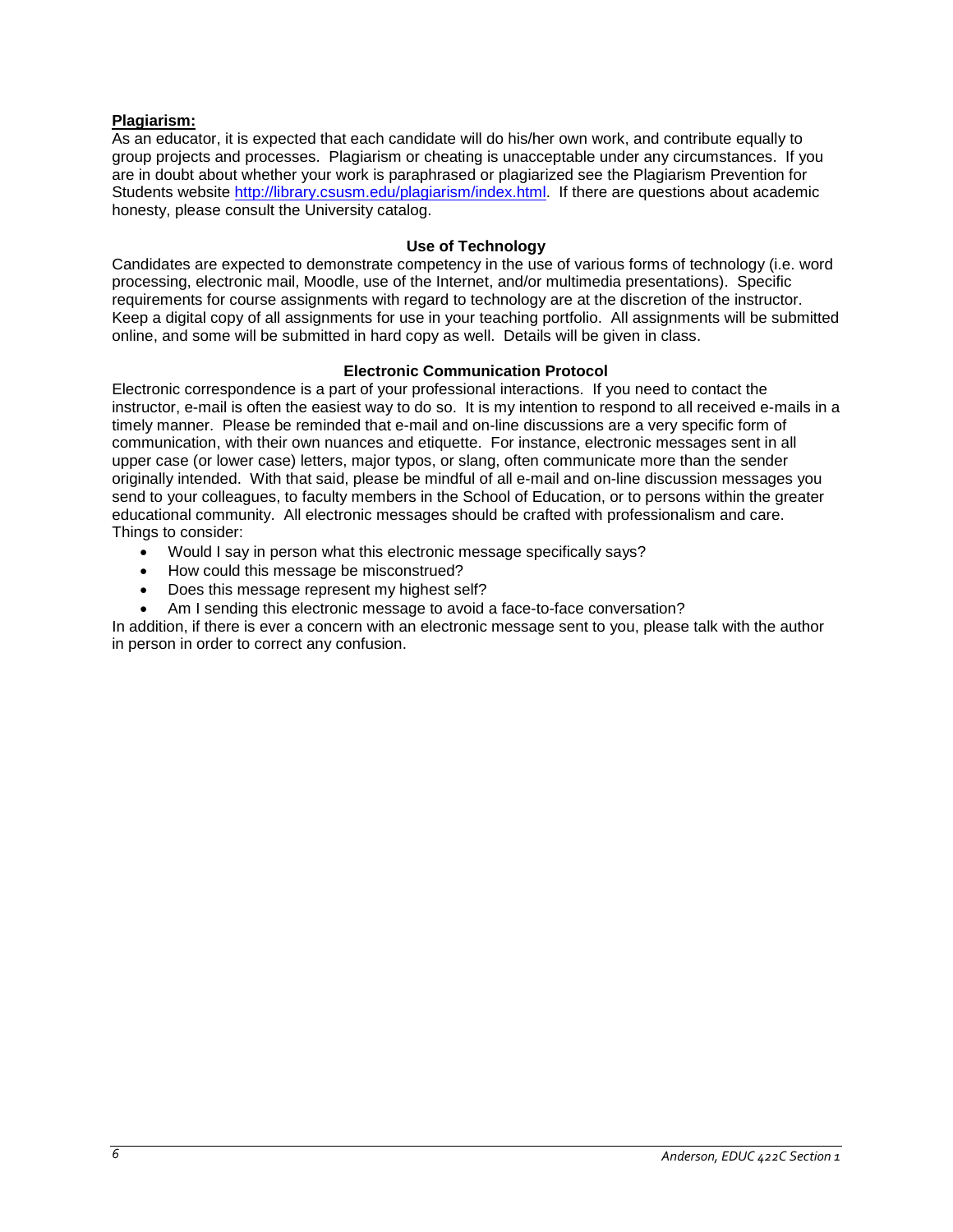**Plagiarism:**

As an educator, it is expected that each candidate will do his/her own work, and contribute equally to group projects and processes. Plagiarism or cheating is unacceptable under any circumstances. If you are in doubt about whether your work is paraphrased or plagiarized see the Plagiarism Prevention for Students website http://library.csusm.edu/plagiarism/index.html. If there are questions about academic honesty, please consult the University catalog.

### Use of Technology

Candidates are expected to demonstrate competency in the use of various forms of technology (i.e. word processing, electronic mail, Moodle, use of the Internet, and/or multimedia presentations). Specific requirements for course assignments with regard to technology are at the discretion of the instructor. Keep a digital copy of all assignments for use in your teaching portfolio. All assignments will be submitted online, and some will be submitted in hard copy as well. Details will be given in class.

### Electronic Communication Protocol

Electronic correspondence is a part of your professional interactions. If you need to contact the instructor, e-mail is often the easiest way to do so. It is my intention to respond to all received e-mails in a timely manner. Please be reminded that e-mail and on-line discussions are a very specific form of communication, with their own nuances and etiquette. For instance, electronic messages sent in all upper case (or lower case) letters, major typos, or slang, often communicate more than the sender originally intended. With that said, please be mindful of all e-mail and on-line discussion messages you send to your colleagues, to faculty members in the School of Education, or to persons within the greater educational community. All electronic messages should be crafted with professionalism and care. Things to consider:

- Would I say in person what this electronic message specifically says?
- How could this message be misconstrued?
- Does this message represent my highest self?
- Am I sending this electronic message to avoid a face-to-face conversation?

In addition, if there is ever a concern with an electronic message sent to you, please talk with the author in person in order to correct any confusion.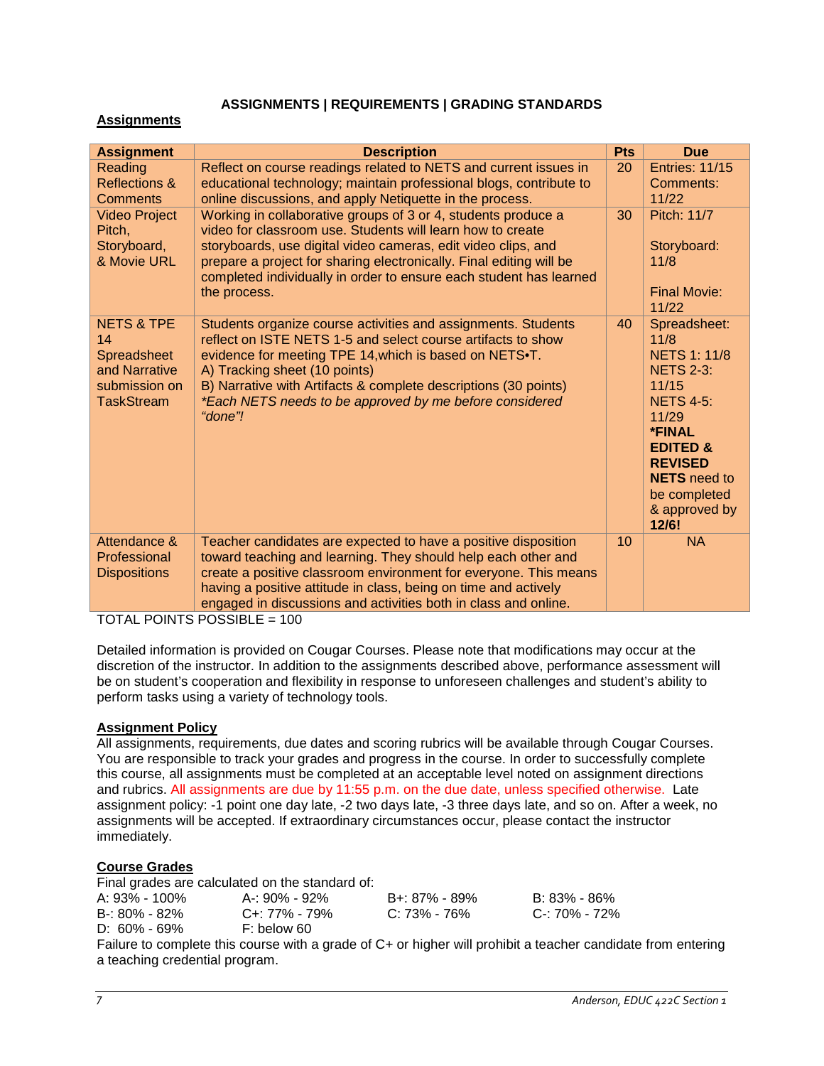## ASSIGNMENTS | REQUIREMENTS | GRADING STANDARDS

### Assignments

| Assignment | Description | Pts | Due |
|---|---|---|---|
| Reading Reflections & Comments | Reflect on course readings related to NETS and current issues in educational technology; maintain professional blogs, contribute to online discussions, and apply Netiquette in the process. | 20 | Entries: 11/15 Comments: 11/22 |
| Video Project Pitch, Storyboard, & Movie URL | Working in collaborative groups of 3 or 4, students produce a video for classroom use. Students will learn how to create storyboards, use digital video cameras, edit video clips, and prepare a project for sharing electronically. Final editing will be completed individually in order to ensure each student has learned the process. | 30 | Pitch: 11/7<br>Storyboard: 11/8<br>Final Movie: 11/22 |
| NETS & TPE 14 Spreadsheet and Narrative submission on TaskStream | Students organize course activities and assignments. Students reflect on ISTE NETS 1-5 and select course artifacts to show evidence for meeting TPE 14,which is based on NETS•T.<br>A) Tracking sheet (10 points)<br>B) Narrative with Artifacts & complete descriptions (30 points)<br>*\*Each NETS needs to be approved by me before considered "done"!* | 40 | Spreadsheet: 11/8<br>NETS 1: 11/8<br>NETS 2-3: 11/15<br>NETS 4-5: 11/29<br>**\*FINAL EDITED & REVISED NETS** need to be completed & approved by **12/6!** |
| Attendance & Professional Dispositions | Teacher candidates are expected to have a positive disposition toward teaching and learning. They should help each other and create a positive classroom environment for everyone. This means having a positive attitude in class, being on time and actively engaged in discussions and activities both in class and online. | 10 | NA |

TOTAL POINTS POSSIBLE = 100

Detailed information is provided on Cougar Courses. Please note that modifications may occur at the discretion of the instructor. In addition to the assignments described above, performance assessment will be on student's cooperation and flexibility in response to unforeseen challenges and student's ability to perform tasks using a variety of technology tools.

### Assignment Policy

All assignments, requirements, due dates and scoring rubrics will be available through Cougar Courses. You are responsible to track your grades and progress in the course. In order to successfully complete this course, all assignments must be completed at an acceptable level noted on assignment directions and rubrics. All assignments are due by 11:55 p.m. on the due date, unless specified otherwise. Late assignment policy: -1 point one day late, -2 two days late, -3 three days late, and so on. After a week, no assignments will be accepted. If extraordinary circumstances occur, please contact the instructor immediately.

### Course Grades

Final grades are calculated on the standard of:

| | | | |
|---|---|---|---|
| A: 93% - 100% | A-: 90% - 92% | B+: 87% - 89% | B: 83% - 86% |
| B-: 80% - 82% | C+: 77% - 79% | C: 73% - 76% | C-: 70% - 72% |
| D: 60% - 69% | F: below 60 | | |

Failure to complete this course with a grade of C+ or higher will prohibit a teacher candidate from entering a teaching credential program.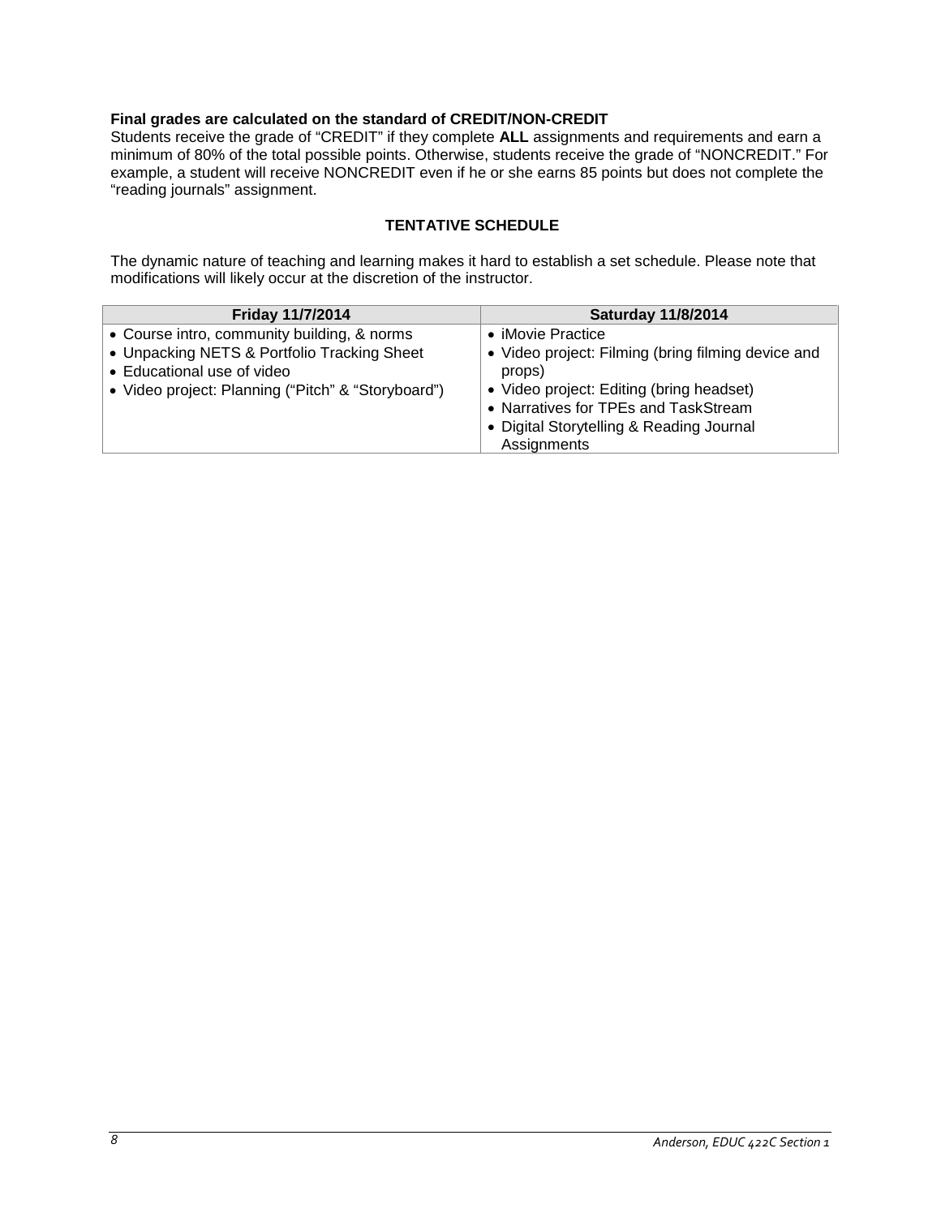**Final grades are calculated on the standard of CREDIT/NON-CREDIT**

Students receive the grade of "CREDIT" if they complete **ALL** assignments and requirements and earn a minimum of 80% of the total possible points. Otherwise, students receive the grade of "NONCREDIT." For example, a student will receive NONCREDIT even if he or she earns 85 points but does not complete the "reading journals" assignment.

## TENTATIVE SCHEDULE

The dynamic nature of teaching and learning makes it hard to establish a set schedule. Please note that modifications will likely occur at the discretion of the instructor.

| Friday 11/7/2014 | Saturday 11/8/2014 |
|---|---|
| • Course intro, community building, & norms<br>• Unpacking NETS & Portfolio Tracking Sheet<br>• Educational use of video<br>• Video project: Planning ("Pitch" & "Storyboard") | • iMovie Practice<br>• Video project: Filming (bring filming device and props)<br>• Video project: Editing (bring headset)<br>• Narratives for TPEs and TaskStream<br>• Digital Storytelling & Reading Journal Assignments |